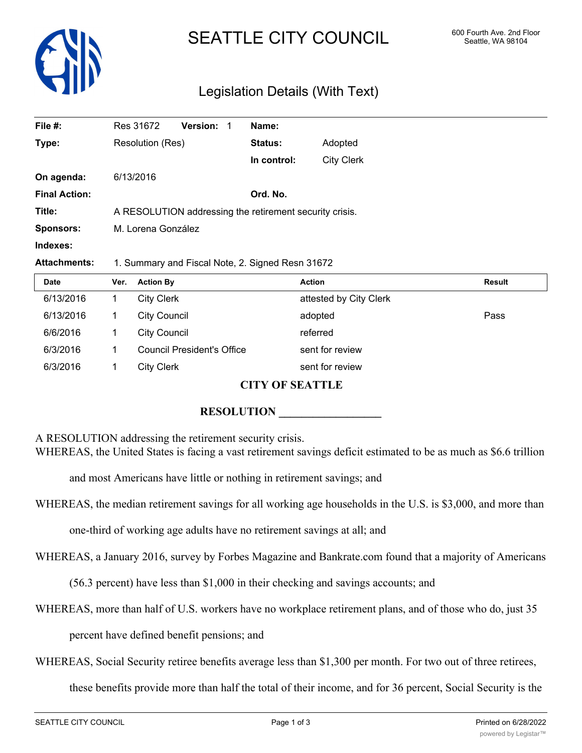# SEATTLE CITY COUNCIL

600 Fourth Ave. 2nd Floor
Seattle, WA 98104

## Legislation Details (With Text)

| | | | |
|---|---|---|---|
| **File #:** | Res 31672 **Version:** 1 | **Name:** | |
| **Type:** | Resolution (Res) | **Status:** | Adopted |
| | | **In control:** | City Clerk |
| **On agenda:** | 6/13/2016 | | |
| **Final Action:** | | **Ord. No.** | |
| **Title:** | A RESOLUTION addressing the retirement security crisis. | | |
| **Sponsors:** | M. Lorena González | | |
| **Indexes:** | | | |
| **Attachments:** | 1. Summary and Fiscal Note, 2. Signed Resn 31672 | | |

| Date | Ver. | Action By | Action | Result |
|---|---|---|---|---|
| 6/13/2016 | 1 | City Clerk | attested by City Clerk | |
| 6/13/2016 | 1 | City Council | adopted | Pass |
| 6/6/2016 | 1 | City Council | referred | |
| 6/3/2016 | 1 | Council President's Office | sent for review | |
| 6/3/2016 | 1 | City Clerk | sent for review | |

**CITY OF SEATTLE**

**RESOLUTION ___________________**

A RESOLUTION addressing the retirement security crisis.

WHEREAS, the United States is facing a vast retirement savings deficit estimated to be as much as $6.6 trillion and most Americans have little or nothing in retirement savings; and

WHEREAS, the median retirement savings for all working age households in the U.S. is $3,000, and more than one-third of working age adults have no retirement savings at all; and

WHEREAS, a January 2016, survey by Forbes Magazine and Bankrate.com found that a majority of Americans (56.3 percent) have less than $1,000 in their checking and savings accounts; and

WHEREAS, more than half of U.S. workers have no workplace retirement plans, and of those who do, just 35 percent have defined benefit pensions; and

WHEREAS, Social Security retiree benefits average less than $1,300 per month. For two out of three retirees, these benefits provide more than half the total of their income, and for 36 percent, Social Security is the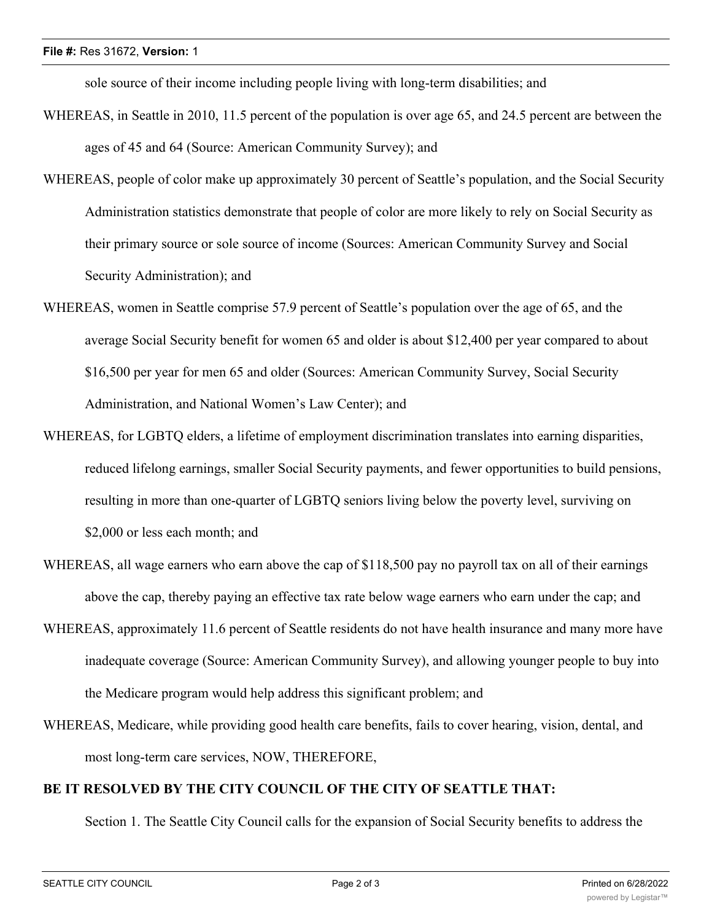sole source of their income including people living with long-term disabilities; and

WHEREAS, in Seattle in 2010, 11.5 percent of the population is over age 65, and 24.5 percent are between the ages of 45 and 64 (Source: American Community Survey); and

WHEREAS, people of color make up approximately 30 percent of Seattle's population, and the Social Security Administration statistics demonstrate that people of color are more likely to rely on Social Security as their primary source or sole source of income (Sources: American Community Survey and Social Security Administration); and

WHEREAS, women in Seattle comprise 57.9 percent of Seattle's population over the age of 65, and the average Social Security benefit for women 65 and older is about $12,400 per year compared to about $16,500 per year for men 65 and older (Sources: American Community Survey, Social Security Administration, and National Women's Law Center); and

WHEREAS, for LGBTQ elders, a lifetime of employment discrimination translates into earning disparities, reduced lifelong earnings, smaller Social Security payments, and fewer opportunities to build pensions, resulting in more than one-quarter of LGBTQ seniors living below the poverty level, surviving on $2,000 or less each month; and

WHEREAS, all wage earners who earn above the cap of $118,500 pay no payroll tax on all of their earnings above the cap, thereby paying an effective tax rate below wage earners who earn under the cap; and

WHEREAS, approximately 11.6 percent of Seattle residents do not have health insurance and many more have inadequate coverage (Source: American Community Survey), and allowing younger people to buy into the Medicare program would help address this significant problem; and

WHEREAS, Medicare, while providing good health care benefits, fails to cover hearing, vision, dental, and most long-term care services, NOW, THEREFORE,

**BE IT RESOLVED BY THE CITY COUNCIL OF THE CITY OF SEATTLE THAT:**

Section 1. The Seattle City Council calls for the expansion of Social Security benefits to address the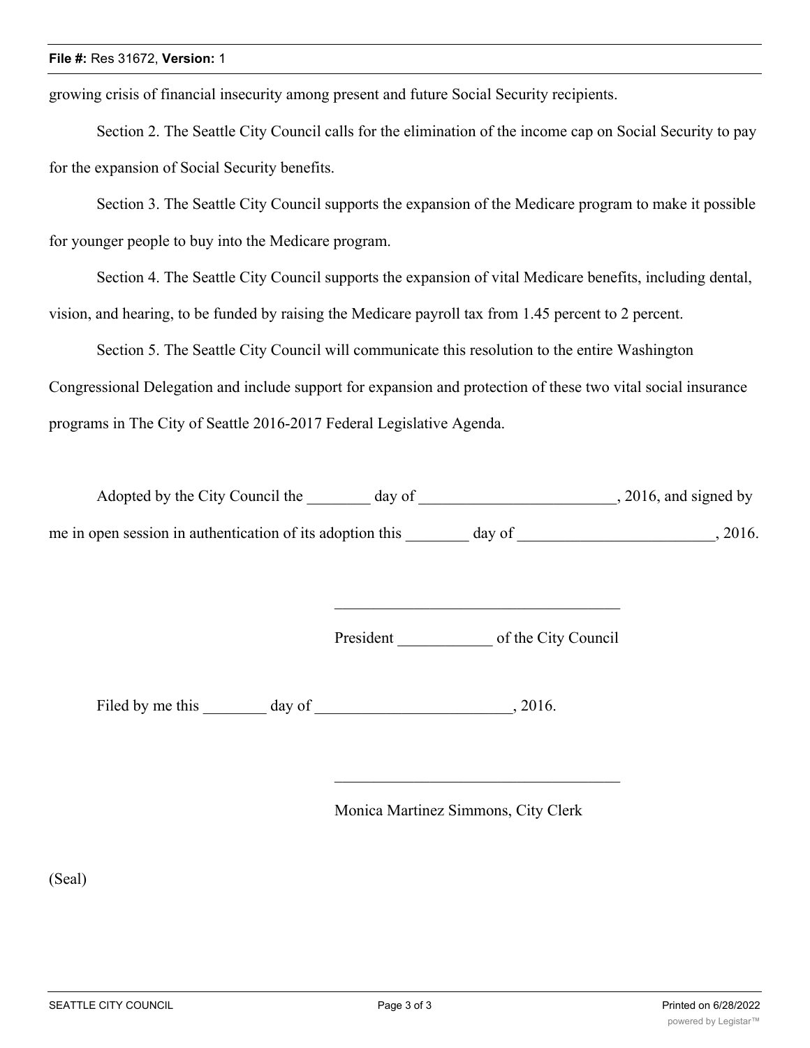growing crisis of financial insecurity among present and future Social Security recipients.

Section 2. The Seattle City Council calls for the elimination of the income cap on Social Security to pay for the expansion of Social Security benefits.

Section 3. The Seattle City Council supports the expansion of the Medicare program to make it possible for younger people to buy into the Medicare program.

Section 4. The Seattle City Council supports the expansion of vital Medicare benefits, including dental, vision, and hearing, to be funded by raising the Medicare payroll tax from 1.45 percent to 2 percent.

Section 5. The Seattle City Council will communicate this resolution to the entire Washington Congressional Delegation and include support for expansion and protection of these two vital social insurance programs in The City of Seattle 2016-2017 Federal Legislative Agenda.

Adopted by the City Council the ________ day of _________________________, 2016, and signed by me in open session in authentication of its adoption this ________ day of _________________________, 2016.

_____________________________________

President ____________ of the City Council

Filed by me this ________ day of _________________________, 2016.

_____________________________________

Monica Martinez Simmons, City Clerk

(Seal)